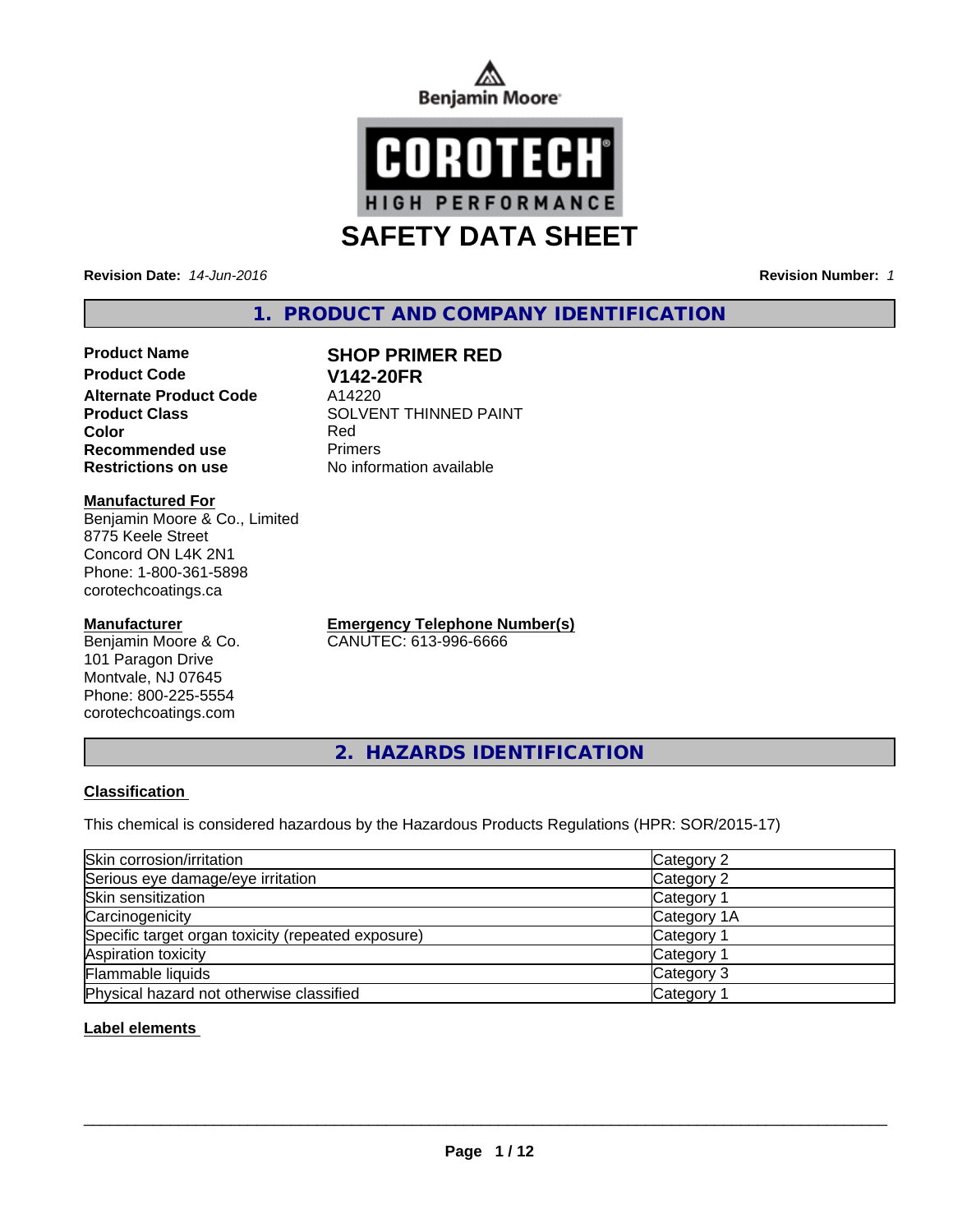Benjamin Moore

COROTECH

HIGH PERFORMANCE

# SAFETY DATA SHEET

**Revision Date:** *14-Jun-2016*

**Revision Number:** *1*

## 1. PRODUCT AND COMPANY IDENTIFICATION

| | |
|---|---|
| **Product Name** | **SHOP PRIMER RED** |
| **Product Code** | **V142-20FR** |
| **Alternate Product Code** | A14220 |
| **Product Class** | SOLVENT THINNED PAINT |
| **Color** | Red |
| **Recommended use** | Primers |
| **Restrictions on use** | No information available |

**Manufactured For**

Benjamin Moore & Co., Limited
8775 Keele Street
Concord ON L4K 2N1
Phone: 1-800-361-5898
corotechcoatings.ca

**Manufacturer**

Benjamin Moore & Co.
101 Paragon Drive
Montvale, NJ 07645
Phone: 800-225-5554
corotechcoatings.com

**Emergency Telephone Number(s)**

CANUTEC: 613-996-6666

## 2. HAZARDS IDENTIFICATION

**Classification**

This chemical is considered hazardous by the Hazardous Products Regulations (HPR: SOR/2015-17)

| | |
|---|---|
| Skin corrosion/irritation | Category 2 |
| Serious eye damage/eye irritation | Category 2 |
| Skin sensitization | Category 1 |
| Carcinogenicity | Category 1A |
| Specific target organ toxicity (repeated exposure) | Category 1 |
| Aspiration toxicity | Category 1 |
| Flammable liquids | Category 3 |
| Physical hazard not otherwise classified | Category 1 |

**Label elements**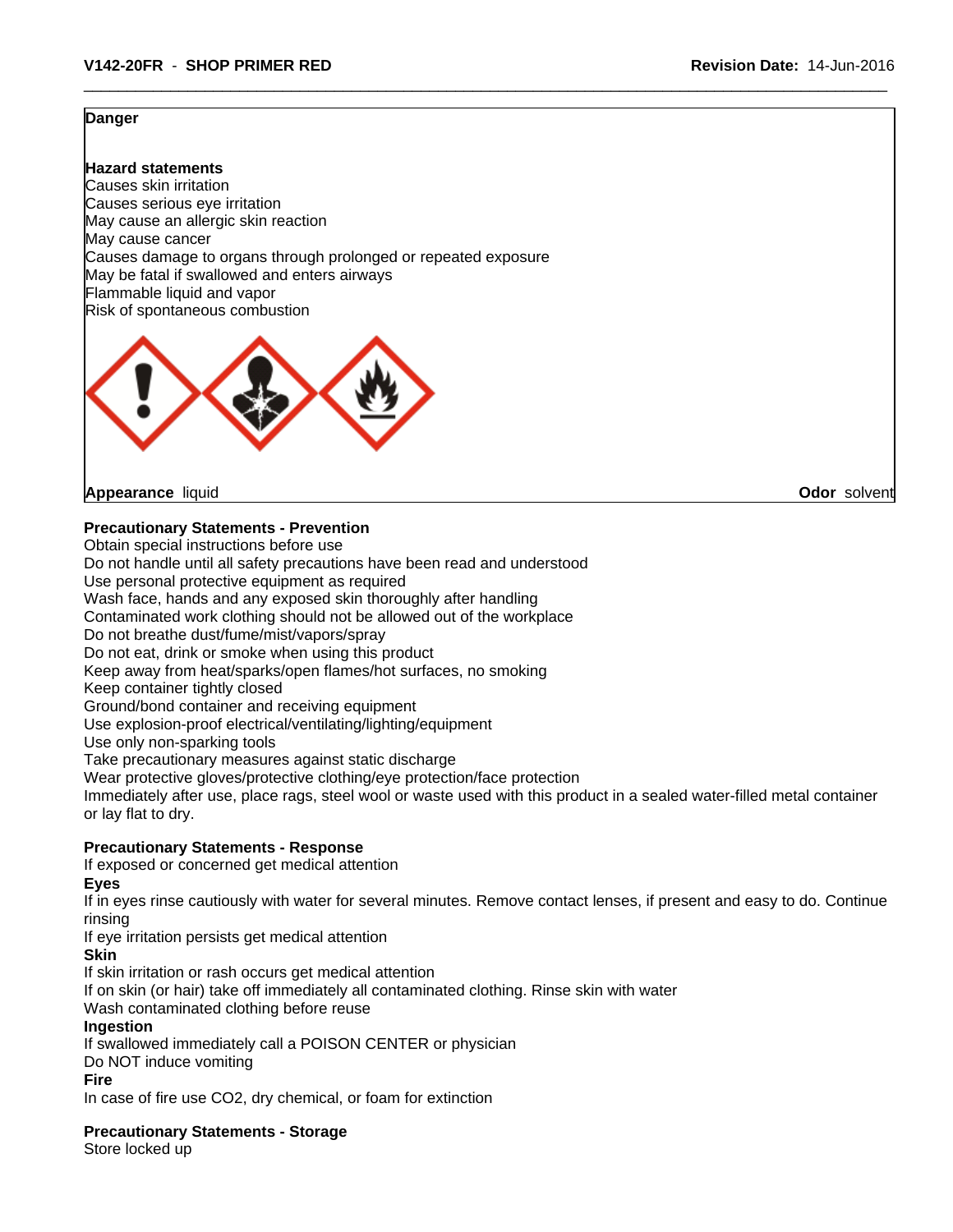**Danger**

**Hazard statements**
Causes skin irritation
Causes serious eye irritation
May cause an allergic skin reaction
May cause cancer
Causes damage to organs through prolonged or repeated exposure
May be fatal if swallowed and enters airways
Flammable liquid and vapor
Risk of spontaneous combustion

**Appearance** liquid **Odor** solvent

**Precautionary Statements - Prevention**
Obtain special instructions before use
Do not handle until all safety precautions have been read and understood
Use personal protective equipment as required
Wash face, hands and any exposed skin thoroughly after handling
Contaminated work clothing should not be allowed out of the workplace
Do not breathe dust/fume/mist/vapors/spray
Do not eat, drink or smoke when using this product
Keep away from heat/sparks/open flames/hot surfaces, no smoking
Keep container tightly closed
Ground/bond container and receiving equipment
Use explosion-proof electrical/ventilating/lighting/equipment
Use only non-sparking tools
Take precautionary measures against static discharge
Wear protective gloves/protective clothing/eye protection/face protection
Immediately after use, place rags, steel wool or waste used with this product in a sealed water-filled metal container or lay flat to dry.

**Precautionary Statements - Response**
If exposed or concerned get medical attention
**Eyes**
If in eyes rinse cautiously with water for several minutes. Remove contact lenses, if present and easy to do. Continue rinsing
If eye irritation persists get medical attention
**Skin**
If skin irritation or rash occurs get medical attention
If on skin (or hair) take off immediately all contaminated clothing. Rinse skin with water
Wash contaminated clothing before reuse
**Ingestion**
If swallowed immediately call a POISON CENTER or physician
Do NOT induce vomiting
**Fire**
In case of fire use $CO_2$, dry chemical, or foam for extinction

**Precautionary Statements - Storage**
Store locked up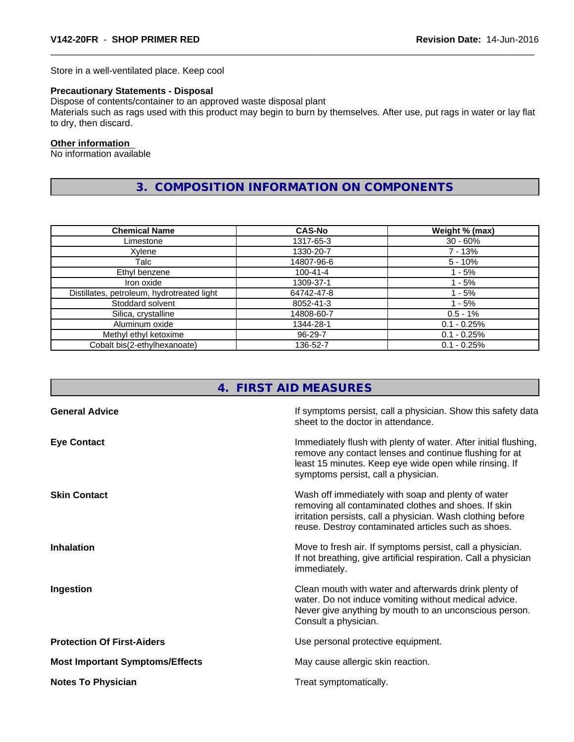Store in a well-ventilated place. Keep cool

**Precautionary Statements - Disposal**
Dispose of contents/container to an approved waste disposal plant
Materials such as rags used with this product may begin to burn by themselves. After use, put rags in water or lay flat to dry, then discard.

**Other information**
No information available

## 3. COMPOSITION INFORMATION ON COMPONENTS

| Chemical Name | CAS-No | Weight % (max) |
|---|---|---|
| Limestone | 1317-65-3 | 30 - 60% |
| Xylene | 1330-20-7 | 7 - 13% |
| Talc | 14807-96-6 | 5 - 10% |
| Ethyl benzene | 100-41-4 | 1 - 5% |
| Iron oxide | 1309-37-1 | 1 - 5% |
| Distillates, petroleum, hydrotreated light | 64742-47-8 | 1 - 5% |
| Stoddard solvent | 8052-41-3 | 1 - 5% |
| Silica, crystalline | 14808-60-7 | 0.5 - 1% |
| Aluminum oxide | 1344-28-1 | 0.1 - 0.25% |
| Methyl ethyl ketoxime | 96-29-7 | 0.1 - 0.25% |
| Cobalt bis(2-ethylhexanoate) | 136-52-7 | 0.1 - 0.25% |

## 4. FIRST AID MEASURES

**General Advice**
If symptoms persist, call a physician. Show this safety data sheet to the doctor in attendance.

**Eye Contact**
Immediately flush with plenty of water. After initial flushing, remove any contact lenses and continue flushing for at least 15 minutes. Keep eye wide open while rinsing. If symptoms persist, call a physician.

**Skin Contact**
Wash off immediately with soap and plenty of water removing all contaminated clothes and shoes. If skin irritation persists, call a physician. Wash clothing before reuse. Destroy contaminated articles such as shoes.

**Inhalation**
Move to fresh air. If symptoms persist, call a physician. If not breathing, give artificial respiration. Call a physician immediately.

**Ingestion**
Clean mouth with water and afterwards drink plenty of water. Do not induce vomiting without medical advice. Never give anything by mouth to an unconscious person. Consult a physician.

**Protection Of First-Aiders**
Use personal protective equipment.

**Most Important Symptoms/Effects**
May cause allergic skin reaction.

**Notes To Physician**
Treat symptomatically.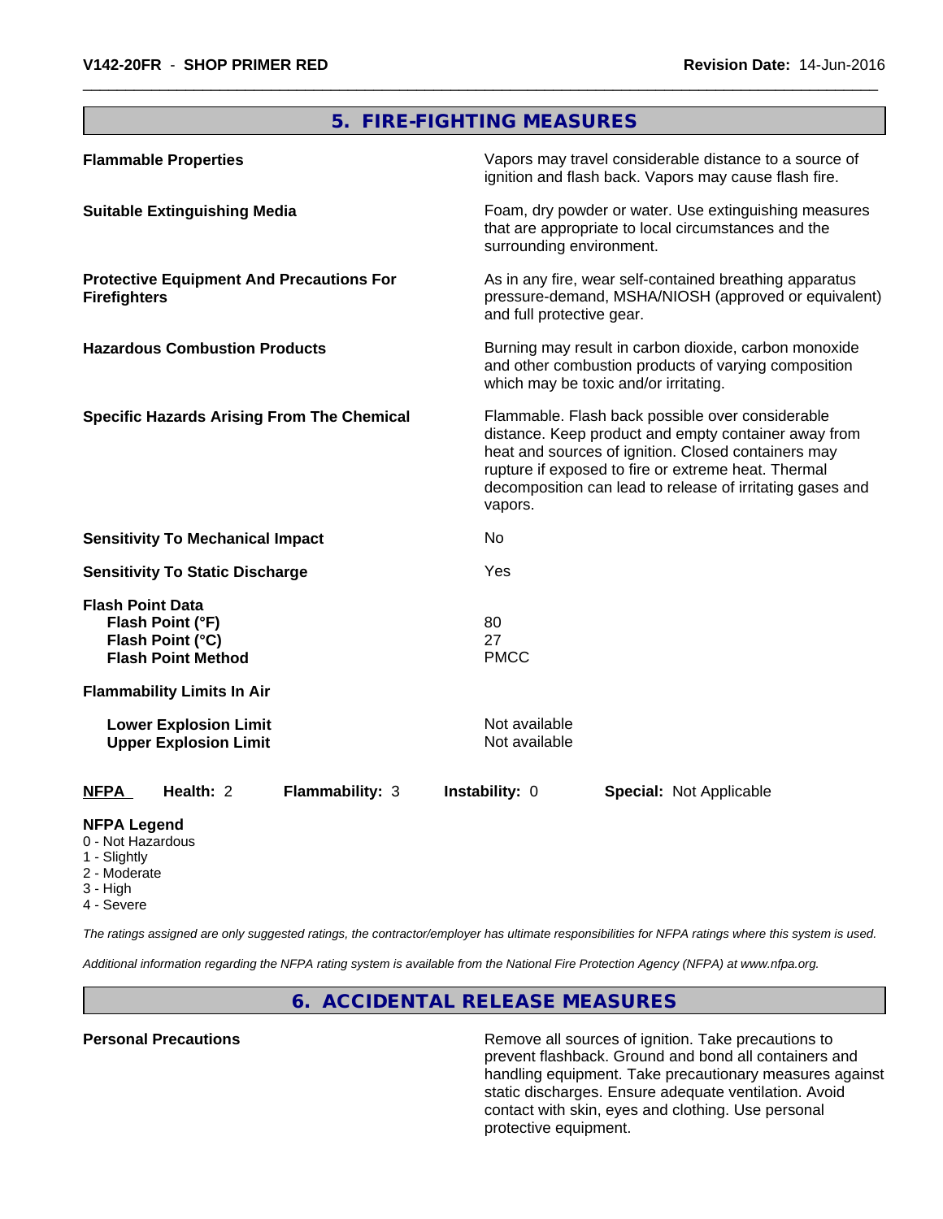## 5. FIRE-FIGHTING MEASURES

| | |
|---|---|
| **Flammable Properties** | Vapors may travel considerable distance to a source of ignition and flash back. Vapors may cause flash fire. |
| **Suitable Extinguishing Media** | Foam, dry powder or water. Use extinguishing measures that are appropriate to local circumstances and the surrounding environment. |
| **Protective Equipment And Precautions For Firefighters** | As in any fire, wear self-contained breathing apparatus pressure-demand, MSHA/NIOSH (approved or equivalent) and full protective gear. |
| **Hazardous Combustion Products** | Burning may result in carbon dioxide, carbon monoxide and other combustion products of varying composition which may be toxic and/or irritating. |
| **Specific Hazards Arising From The Chemical** | Flammable. Flash back possible over considerable distance. Keep product and empty container away from heat and sources of ignition. Closed containers may rupture if exposed to fire or extreme heat. Thermal decomposition can lead to release of irritating gases and vapors. |
| **Sensitivity To Mechanical Impact** | No |
| **Sensitivity To Static Discharge** | Yes |

**Flash Point Data**

| | |
|---|---|
| **Flash Point (°F)** | 80 |
| **Flash Point (°C)** | 27 |
| **Flash Point Method** | PMCC |

**Flammability Limits In Air**

| | |
|---|---|
| **Lower Explosion Limit** | Not available |
| **Upper Explosion Limit** | Not available |

| NFPA | Health: 2 | Flammability: 3 | Instability: 0 | Special: Not Applicable |
|---|---|---|---|---|

**NFPA Legend**
0 - Not Hazardous
1 - Slightly
2 - Moderate
3 - High
4 - Severe

*The ratings assigned are only suggested ratings, the contractor/employer has ultimate responsibilities for NFPA ratings where this system is used.*

*Additional information regarding the NFPA rating system is available from the National Fire Protection Agency (NFPA) at www.nfpa.org.*

## 6. ACCIDENTAL RELEASE MEASURES

| | |
|---|---|
| **Personal Precautions** | Remove all sources of ignition. Take precautions to prevent flashback. Ground and bond all containers and handling equipment. Take precautionary measures against static discharges. Ensure adequate ventilation. Avoid contact with skin, eyes and clothing. Use personal protective equipment. |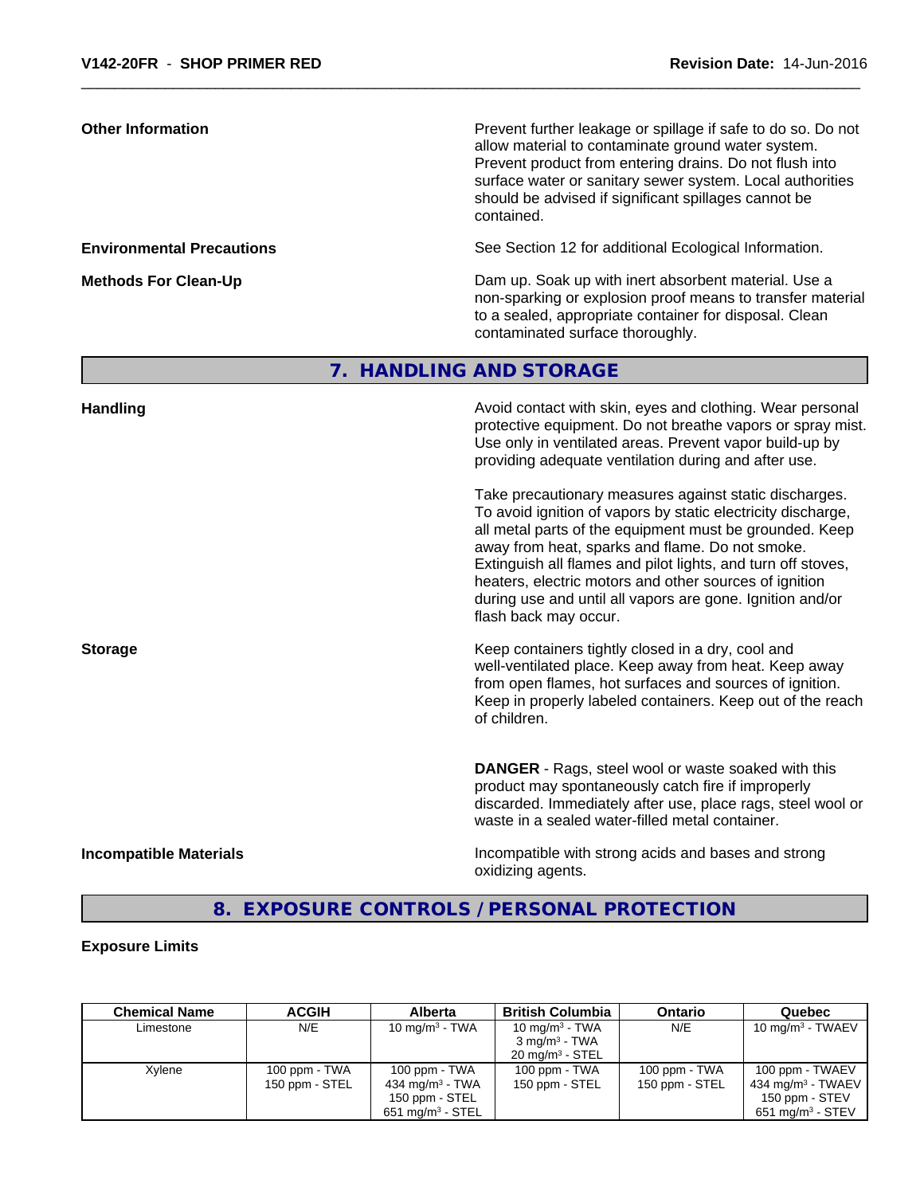**Other Information**

Prevent further leakage or spillage if safe to do so. Do not allow material to contaminate ground water system. Prevent product from entering drains. Do not flush into surface water or sanitary sewer system. Local authorities should be advised if significant spillages cannot be contained.

**Environmental Precautions**

See Section 12 for additional Ecological Information.

**Methods For Clean-Up**

Dam up. Soak up with inert absorbent material. Use a non-sparking or explosion proof means to transfer material to a sealed, appropriate container for disposal. Clean contaminated surface thoroughly.

## 7. HANDLING AND STORAGE

**Handling**

Avoid contact with skin, eyes and clothing. Wear personal protective equipment. Do not breathe vapors or spray mist. Use only in ventilated areas. Prevent vapor build-up by providing adequate ventilation during and after use.

Take precautionary measures against static discharges. To avoid ignition of vapors by static electricity discharge, all metal parts of the equipment must be grounded. Keep away from heat, sparks and flame. Do not smoke. Extinguish all flames and pilot lights, and turn off stoves, heaters, electric motors and other sources of ignition during use and until all vapors are gone. Ignition and/or flash back may occur.

**Storage**

Keep containers tightly closed in a dry, cool and well-ventilated place. Keep away from heat. Keep away from open flames, hot surfaces and sources of ignition. Keep in properly labeled containers. Keep out of the reach of children.

**DANGER** - Rags, steel wool or waste soaked with this product may spontaneously catch fire if improperly discarded. Immediately after use, place rags, steel wool or waste in a sealed water-filled metal container.

**Incompatible Materials**

Incompatible with strong acids and bases and strong oxidizing agents.

## 8. EXPOSURE CONTROLS / PERSONAL PROTECTION

**Exposure Limits**

| Chemical Name | ACGIH | Alberta | British Columbia | Ontario | Quebec |
|---|---|---|---|---|---|
| Limestone | N/E | 10 mg/m$^3$ - TWA | 10 mg/m$^3$ - TWA<br>3 mg/m$^3$ - TWA<br>20 mg/m$^3$ - STEL | N/E | 10 mg/m$^3$ - TWAEV |
| Xylene | 100 ppm - TWA<br>150 ppm - STEL | 100 ppm - TWA<br>434 mg/m$^3$ - TWA<br>150 ppm - STEL<br>651 mg/m$^3$ - STEL | 100 ppm - TWA<br>150 ppm - STEL | 100 ppm - TWA<br>150 ppm - STEL | 100 ppm - TWAEV<br>434 mg/m$^3$ - TWAEV<br>150 ppm - STEV<br>651 mg/m$^3$ - STEV |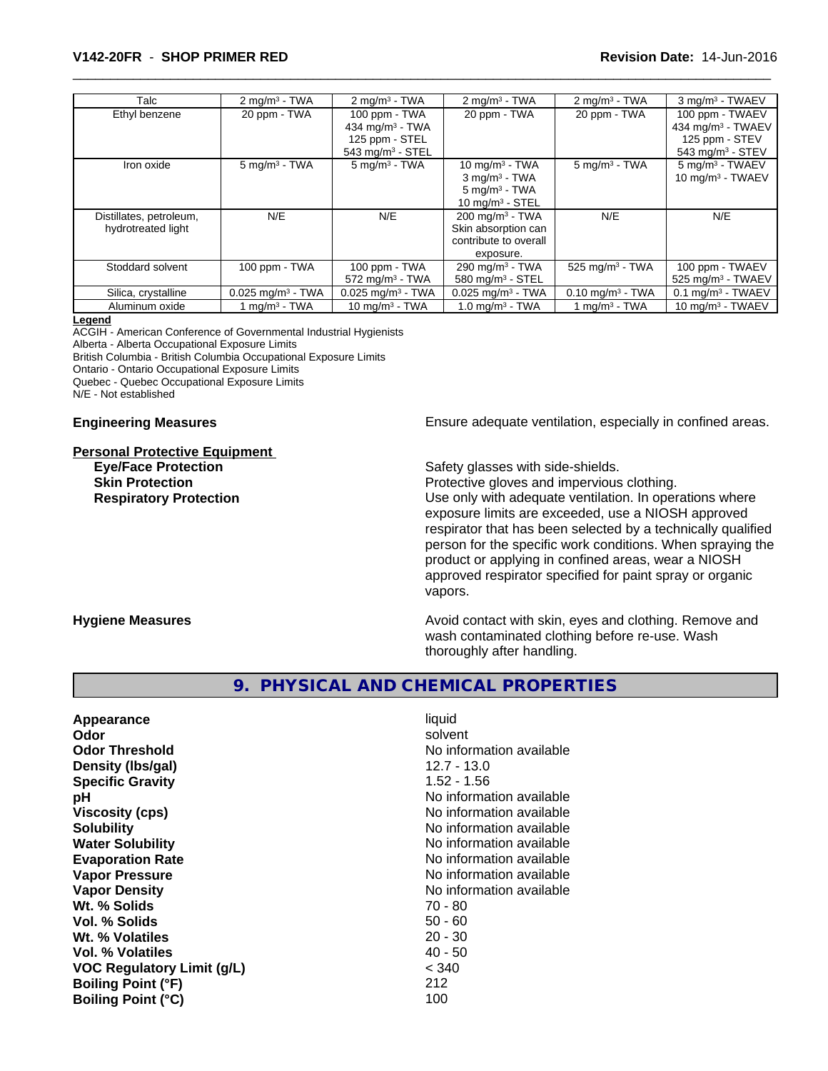| Talc | 2 mg/m³ - TWA | 2 mg/m³ - TWA | 2 mg/m³ - TWA | 2 mg/m³ - TWA | 3 mg/m³ - TWAEV |
|---|---|---|---|---|---|
| Ethyl benzene | 20 ppm - TWA | 100 ppm - TWA<br>434 mg/m³ - TWA<br>125 ppm - STEL<br>543 mg/m³ - STEL | 20 ppm - TWA | 20 ppm - TWA | 100 ppm - TWAEV<br>434 mg/m³ - TWAEV<br>125 ppm - STEV<br>543 mg/m³ - STEV |
| Iron oxide | 5 mg/m³ - TWA | 5 mg/m³ - TWA | 10 mg/m³ - TWA<br>3 mg/m³ - TWA<br>5 mg/m³ - TWA<br>10 mg/m³ - STEL | 5 mg/m³ - TWA | 5 mg/m³ - TWAEV<br>10 mg/m³ - TWAEV |
| Distillates, petroleum, hydrotreated light | N/E | N/E | 200 mg/m³ - TWA<br>Skin absorption can contribute to overall exposure. | N/E | N/E |
| Stoddard solvent | 100 ppm - TWA | 100 ppm - TWA<br>572 mg/m³ - TWA | 290 mg/m³ - TWA<br>580 mg/m³ - STEL | 525 mg/m³ - TWA | 100 ppm - TWAEV<br>525 mg/m³ - TWAEV |
| Silica, crystalline | 0.025 mg/m³ - TWA | 0.025 mg/m³ - TWA | 0.025 mg/m³ - TWA | 0.10 mg/m³ - TWA | 0.1 mg/m³ - TWAEV |
| Aluminum oxide | 1 mg/m³ - TWA | 10 mg/m³ - TWA | 1.0 mg/m³ - TWA | 1 mg/m³ - TWA | 10 mg/m³ - TWAEV |

**Legend**
ACGIH - American Conference of Governmental Industrial Hygienists
Alberta - Alberta Occupational Exposure Limits
British Columbia - British Columbia Occupational Exposure Limits
Ontario - Ontario Occupational Exposure Limits
Quebec - Quebec Occupational Exposure Limits
N/E - Not established

**Engineering Measures** Ensure adequate ventilation, especially in confined areas.

**Personal Protective Equipment**

**Eye/Face Protection** Safety glasses with side-shields.

**Skin Protection** Protective gloves and impervious clothing.

**Respiratory Protection** Use only with adequate ventilation. In operations where exposure limits are exceeded, use a NIOSH approved respirator that has been selected by a technically qualified person for the specific work conditions. When spraying the product or applying in confined areas, wear a NIOSH approved respirator specified for paint spray or organic vapors.

**Hygiene Measures** Avoid contact with skin, eyes and clothing. Remove and wash contaminated clothing before re-use. Wash thoroughly after handling.

## 9. PHYSICAL AND CHEMICAL PROPERTIES

| | |
|---|---|
| **Appearance** | liquid |
| **Odor** | solvent |
| **Odor Threshold** | No information available |
| **Density (lbs/gal)** | 12.7 - 13.0 |
| **Specific Gravity** | 1.52 - 1.56 |
| **pH** | No information available |
| **Viscosity (cps)** | No information available |
| **Solubility** | No information available |
| **Water Solubility** | No information available |
| **Evaporation Rate** | No information available |
| **Vapor Pressure** | No information available |
| **Vapor Density** | No information available |
| **Wt. % Solids** | 70 - 80 |
| **Vol. % Solids** | 50 - 60 |
| **Wt. % Volatiles** | 20 - 30 |
| **Vol. % Volatiles** | 40 - 50 |
| **VOC Regulatory Limit (g/L)** | < 340 |
| **Boiling Point (°F)** | 212 |
| **Boiling Point (°C)** | 100 |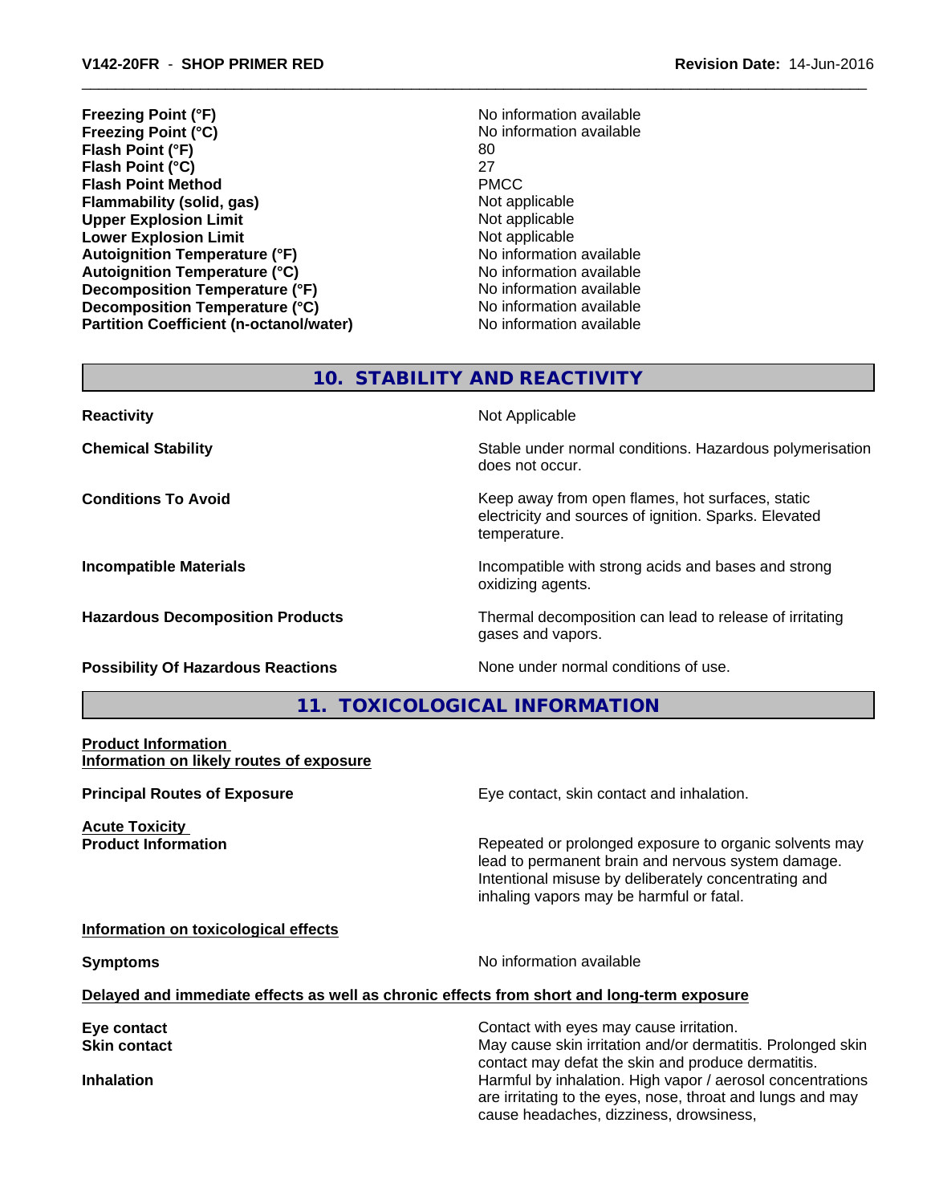| | |
|---|---|
| **Freezing Point (°F)** | No information available |
| **Freezing Point (°C)** | No information available |
| **Flash Point (°F)** | 80 |
| **Flash Point (°C)** | 27 |
| **Flash Point Method** | PMCC |
| **Flammability (solid, gas)** | Not applicable |
| **Upper Explosion Limit** | Not applicable |
| **Lower Explosion Limit** | Not applicable |
| **Autoignition Temperature (°F)** | No information available |
| **Autoignition Temperature (°C)** | No information available |
| **Decomposition Temperature (°F)** | No information available |
| **Decomposition Temperature (°C)** | No information available |
| **Partition Coefficient (n-octanol/water)** | No information available |

## 10. STABILITY AND REACTIVITY

| | |
|---|---|
| **Reactivity** | Not Applicable |
| **Chemical Stability** | Stable under normal conditions. Hazardous polymerisation does not occur. |
| **Conditions To Avoid** | Keep away from open flames, hot surfaces, static electricity and sources of ignition. Sparks. Elevated temperature. |
| **Incompatible Materials** | Incompatible with strong acids and bases and strong oxidizing agents. |
| **Hazardous Decomposition Products** | Thermal decomposition can lead to release of irritating gases and vapors. |
| **Possibility Of Hazardous Reactions** | None under normal conditions of use. |

## 11. TOXICOLOGICAL INFORMATION

**Product Information**
**Information on likely routes of exposure**

**Principal Routes of Exposure** — Eye contact, skin contact and inhalation.

**Acute Toxicity**
**Product Information** — Repeated or prolonged exposure to organic solvents may lead to permanent brain and nervous system damage. Intentional misuse by deliberately concentrating and inhaling vapors may be harmful or fatal.

**Information on toxicological effects**

**Symptoms** — No information available

**Delayed and immediate effects as well as chronic effects from short and long-term exposure**

| | |
|---|---|
| **Eye contact** | Contact with eyes may cause irritation. |
| **Skin contact** | May cause skin irritation and/or dermatitis. Prolonged skin contact may defat the skin and produce dermatitis. |
| **Inhalation** | Harmful by inhalation. High vapor / aerosol concentrations are irritating to the eyes, nose, throat and lungs and may cause headaches, dizziness, drowsiness, |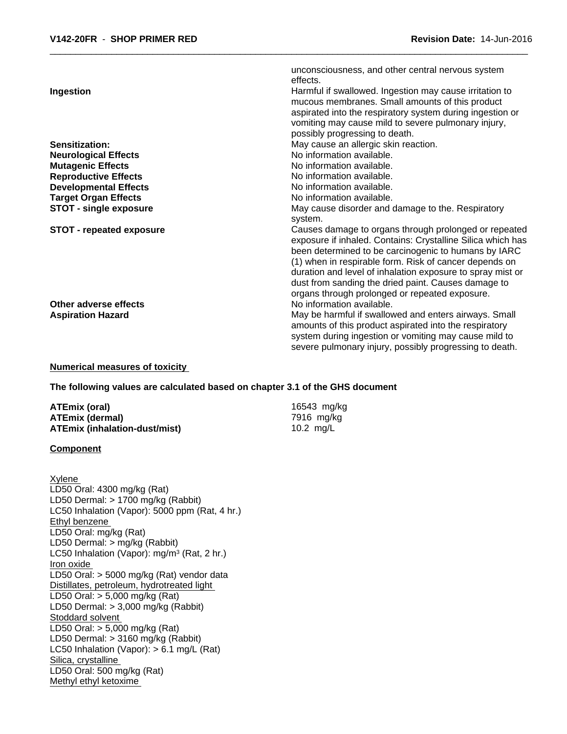| | |
|---|---|
| | unconsciousness, and other central nervous system effects. |
| **Ingestion** | Harmful if swallowed. Ingestion may cause irritation to mucous membranes. Small amounts of this product aspirated into the respiratory system during ingestion or vomiting may cause mild to severe pulmonary injury, possibly progressing to death. |
| **Sensitization:** | May cause an allergic skin reaction. |
| **Neurological Effects** | No information available. |
| **Mutagenic Effects** | No information available. |
| **Reproductive Effects** | No information available. |
| **Developmental Effects** | No information available. |
| **Target Organ Effects** | No information available. |
| **STOT - single exposure** | May cause disorder and damage to the. Respiratory system. |
| **STOT - repeated exposure** | Causes damage to organs through prolonged or repeated exposure if inhaled. Contains: Crystalline Silica which has been determined to be carcinogenic to humans by IARC (1) when in respirable form. Risk of cancer depends on duration and level of inhalation exposure to spray mist or dust from sanding the dried paint. Causes damage to organs through prolonged or repeated exposure. |
| **Other adverse effects** | No information available. |
| **Aspiration Hazard** | May be harmful if swallowed and enters airways. Small amounts of this product aspirated into the respiratory system during ingestion or vomiting may cause mild to severe pulmonary injury, possibly progressing to death. |

**Numerical measures of toxicity**

**The following values are calculated based on chapter 3.1 of the GHS document**

| | |
|---|---|
| **ATEmix (oral)** | 16543 mg/kg |
| **ATEmix (dermal)** | 7916 mg/kg |
| **ATEmix (inhalation-dust/mist)** | 10.2 mg/L |

**Component**

Xylene
LD50 Oral: 4300 mg/kg (Rat)
LD50 Dermal: > 1700 mg/kg (Rabbit)
LC50 Inhalation (Vapor): 5000 ppm (Rat, 4 hr.)
Ethyl benzene
LD50 Oral: mg/kg (Rat)
LD50 Dermal: > mg/kg (Rabbit)
LC50 Inhalation (Vapor): mg/m³ (Rat, 2 hr.)
Iron oxide
LD50 Oral: > 5000 mg/kg (Rat) vendor data
Distillates, petroleum, hydrotreated light
LD50 Oral: > 5,000 mg/kg (Rat)
LD50 Dermal: > 3,000 mg/kg (Rabbit)
Stoddard solvent
LD50 Oral: > 5,000 mg/kg (Rat)
LD50 Dermal: > 3160 mg/kg (Rabbit)
LC50 Inhalation (Vapor): > 6.1 mg/L (Rat)
Silica, crystalline
LD50 Oral: 500 mg/kg (Rat)
Methyl ethyl ketoxime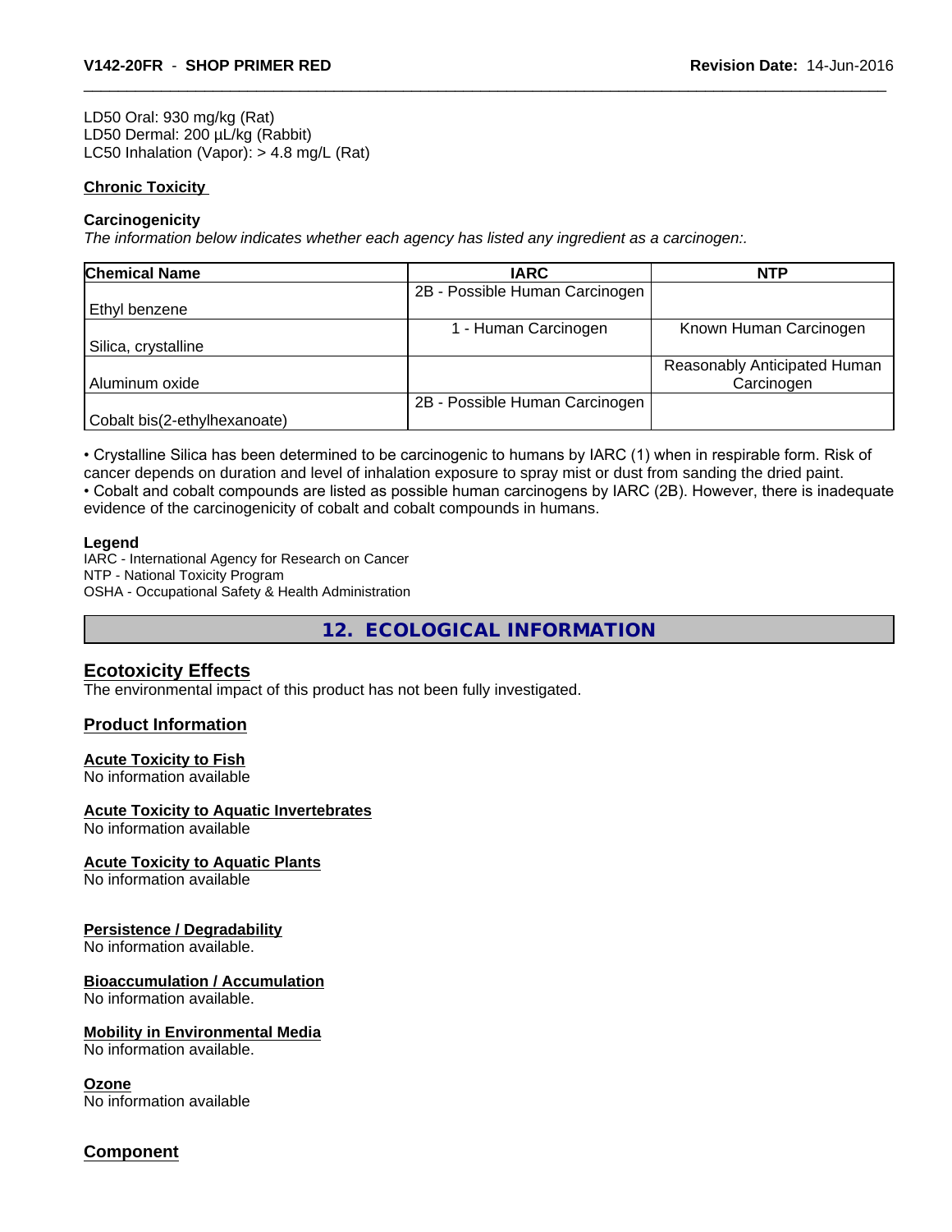LD50 Oral: 930 mg/kg (Rat)
LD50 Dermal: 200 µL/kg (Rabbit)
LC50 Inhalation (Vapor): > 4.8 mg/L (Rat)

**Chronic Toxicity**

**Carcinogenicity**

*The information below indicates whether each agency has listed any ingredient as a carcinogen:.*

| Chemical Name | IARC | NTP |
|---|---|---|
| Ethyl benzene | 2B - Possible Human Carcinogen | |
| Silica, crystalline | 1 - Human Carcinogen | Known Human Carcinogen |
| Aluminum oxide | | Reasonably Anticipated Human Carcinogen |
| Cobalt bis(2-ethylhexanoate) | 2B - Possible Human Carcinogen | |

• Crystalline Silica has been determined to be carcinogenic to humans by IARC (1) when in respirable form. Risk of cancer depends on duration and level of inhalation exposure to spray mist or dust from sanding the dried paint.
• Cobalt and cobalt compounds are listed as possible human carcinogens by IARC (2B). However, there is inadequate evidence of the carcinogenicity of cobalt and cobalt compounds in humans.

**Legend**
IARC - International Agency for Research on Cancer
NTP - National Toxicity Program
OSHA - Occupational Safety & Health Administration

## 12. ECOLOGICAL INFORMATION

### Ecotoxicity Effects

The environmental impact of this product has not been fully investigated.

### Product Information

**Acute Toxicity to Fish**
No information available

**Acute Toxicity to Aquatic Invertebrates**
No information available

**Acute Toxicity to Aquatic Plants**
No information available

**Persistence / Degradability**
No information available.

**Bioaccumulation / Accumulation**
No information available.

**Mobility in Environmental Media**
No information available.

**Ozone**
No information available

### Component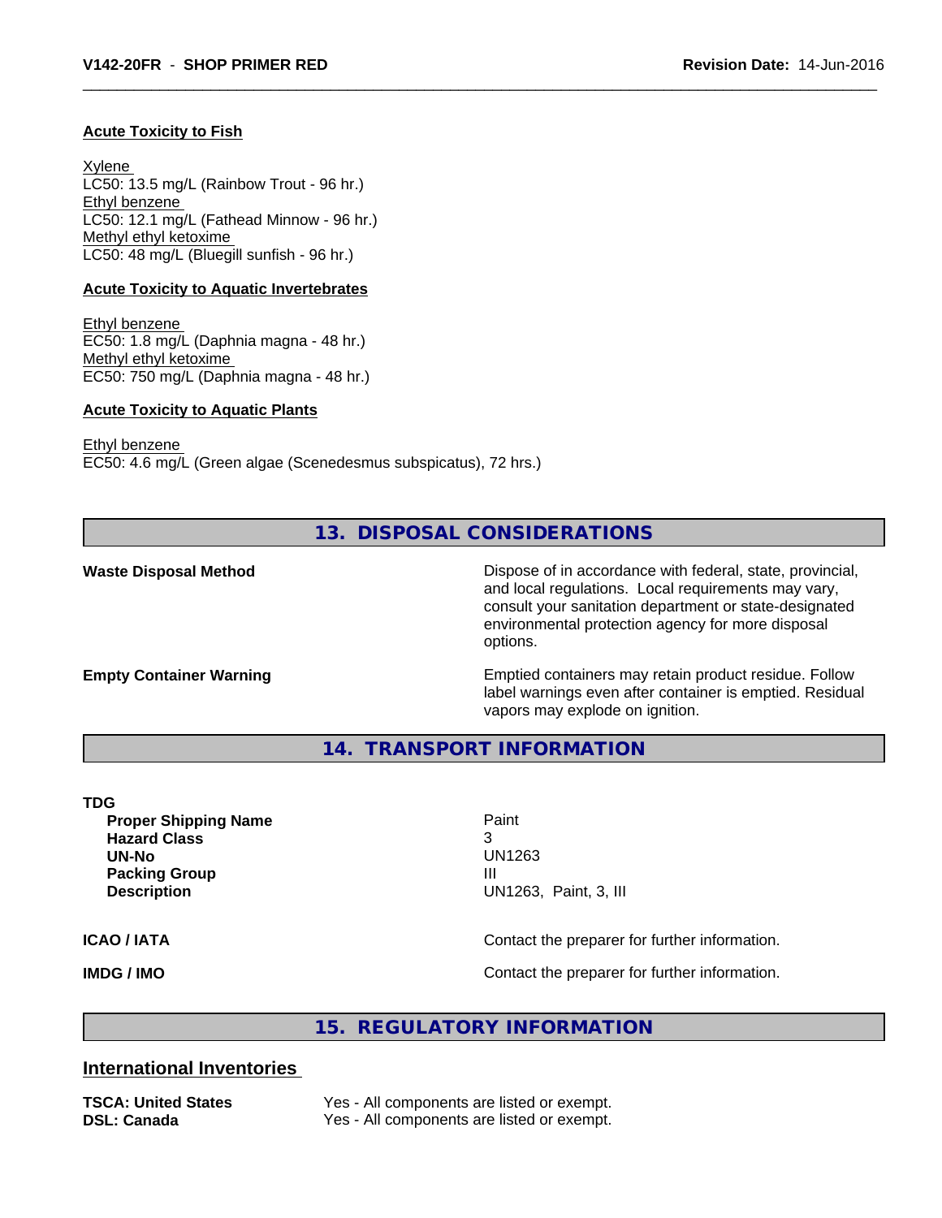### Acute Toxicity to Fish

Xylene
LC50: 13.5 mg/L (Rainbow Trout - 96 hr.)
Ethyl benzene
LC50: 12.1 mg/L (Fathead Minnow - 96 hr.)
Methyl ethyl ketoxime
LC50: 48 mg/L (Bluegill sunfish - 96 hr.)

### Acute Toxicity to Aquatic Invertebrates

Ethyl benzene
EC50: 1.8 mg/L (Daphnia magna - 48 hr.)
Methyl ethyl ketoxime
EC50: 750 mg/L (Daphnia magna - 48 hr.)

### Acute Toxicity to Aquatic Plants

Ethyl benzene
EC50: 4.6 mg/L (Green algae (Scenedesmus subspicatus), 72 hrs.)

## 13. DISPOSAL CONSIDERATIONS

**Waste Disposal Method** — Dispose of in accordance with federal, state, provincial, and local regulations. Local requirements may vary, consult your sanitation department or state-designated environmental protection agency for more disposal options.

**Empty Container Warning** — Emptied containers may retain product residue. Follow label warnings even after container is emptied. Residual vapors may explode on ignition.

## 14. TRANSPORT INFORMATION

**TDG**

| | |
|---|---|
| **Proper Shipping Name** | Paint |
| **Hazard Class** | 3 |
| **UN-No** | UN1263 |
| **Packing Group** | III |
| **Description** | UN1263, Paint, 3, III |

**ICAO / IATA** — Contact the preparer for further information.

**IMDG / IMO** — Contact the preparer for further information.

## 15. REGULATORY INFORMATION

### International Inventories

| | |
|---|---|
| **TSCA: United States** | Yes - All components are listed or exempt. |
| **DSL: Canada** | Yes - All components are listed or exempt. |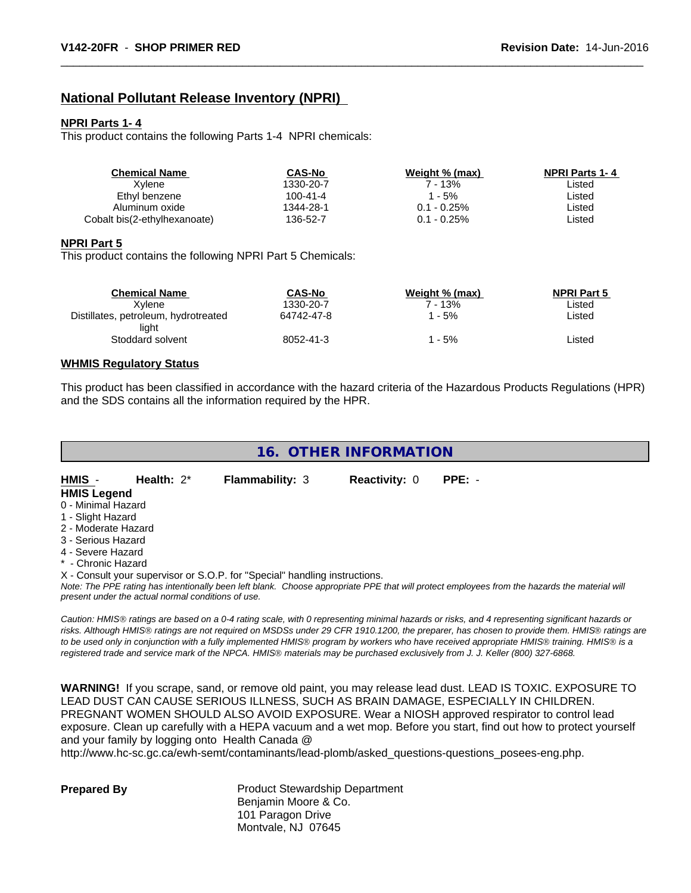## National Pollutant Release Inventory (NPRI)

**NPRI Parts 1- 4**

This product contains the following Parts 1-4 NPRI chemicals:

| Chemical Name | CAS-No | Weight % (max) | NPRI Parts 1- 4 |
|---|---|---|---|
| Xylene | 1330-20-7 | 7 - 13% | Listed |
| Ethyl benzene | 100-41-4 | 1 - 5% | Listed |
| Aluminum oxide | 1344-28-1 | 0.1 - 0.25% | Listed |
| Cobalt bis(2-ethylhexanoate) | 136-52-7 | 0.1 - 0.25% | Listed |

**NPRI Part 5**

This product contains the following NPRI Part 5 Chemicals:

| Chemical Name | CAS-No | Weight % (max) | NPRI Part 5 |
|---|---|---|---|
| Xylene | 1330-20-7 | 7 - 13% | Listed |
| Distillates, petroleum, hydrotreated light | 64742-47-8 | 1 - 5% | Listed |
| Stoddard solvent | 8052-41-3 | 1 - 5% | Listed |

**WHMIS Regulatory Status**

This product has been classified in accordance with the hazard criteria of the Hazardous Products Regulations (HPR) and the SDS contains all the information required by the HPR.

## 16. OTHER INFORMATION

**HMIS** - **Health:** 2* **Flammability:** 3 **Reactivity:** 0 **PPE:** -

**HMIS Legend**

0 - Minimal Hazard
1 - Slight Hazard
2 - Moderate Hazard
3 - Serious Hazard
4 - Severe Hazard
* - Chronic Hazard
X - Consult your supervisor or S.O.P. for "Special" handling instructions.

*Note: The PPE rating has intentionally been left blank. Choose appropriate PPE that will protect employees from the hazards the material will present under the actual normal conditions of use.*

*Caution: HMIS® ratings are based on a 0-4 rating scale, with 0 representing minimal hazards or risks, and 4 representing significant hazards or risks. Although HMIS® ratings are not required on MSDSs under 29 CFR 1910.1200, the preparer, has chosen to provide them. HMIS® ratings are to be used only in conjunction with a fully implemented HMIS® program by workers who have received appropriate HMIS® training. HMIS® is a registered trade and service mark of the NPCA. HMIS® materials may be purchased exclusively from J. J. Keller (800) 327-6868.*

**WARNING!** If you scrape, sand, or remove old paint, you may release lead dust. LEAD IS TOXIC. EXPOSURE TO LEAD DUST CAN CAUSE SERIOUS ILLNESS, SUCH AS BRAIN DAMAGE, ESPECIALLY IN CHILDREN. PREGNANT WOMEN SHOULD ALSO AVOID EXPOSURE. Wear a NIOSH approved respirator to control lead exposure. Clean up carefully with a HEPA vacuum and a wet mop. Before you start, find out how to protect yourself and your family by logging onto Health Canada @ http://www.hc-sc.gc.ca/ewh-semt/contaminants/lead-plomb/asked_questions-questions_posees-eng.php.

**Prepared By**

Product Stewardship Department
Benjamin Moore & Co.
101 Paragon Drive
Montvale, NJ 07645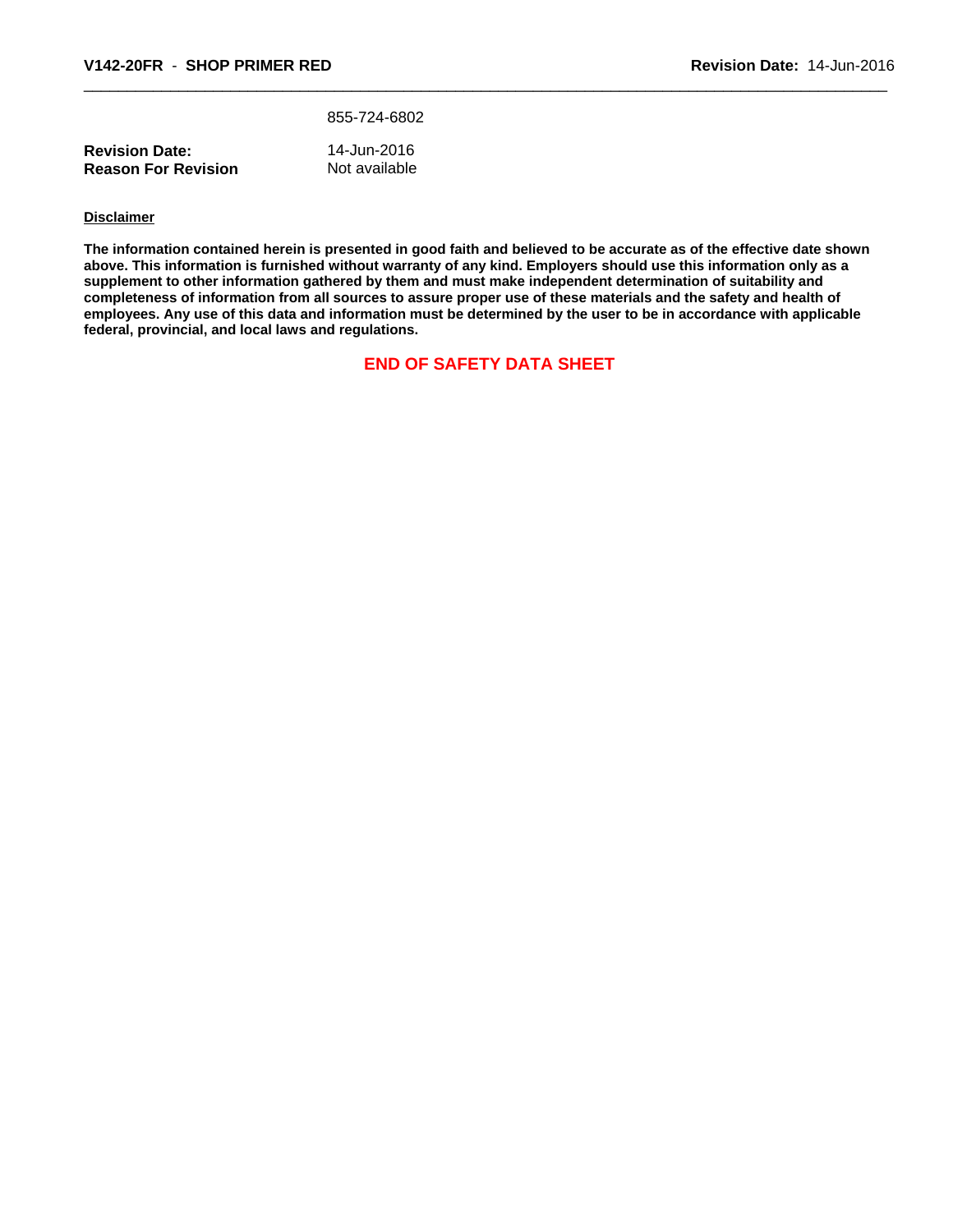855-724-6802

**Revision Date:** 14-Jun-2016
**Reason For Revision** Not available

**Disclaimer**

**The information contained herein is presented in good faith and believed to be accurate as of the effective date shown above. This information is furnished without warranty of any kind. Employers should use this information only as a supplement to other information gathered by them and must make independent determination of suitability and completeness of information from all sources to assure proper use of these materials and the safety and health of employees. Any use of this data and information must be determined by the user to be in accordance with applicable federal, provincial, and local laws and regulations.**

**END OF SAFETY DATA SHEET**